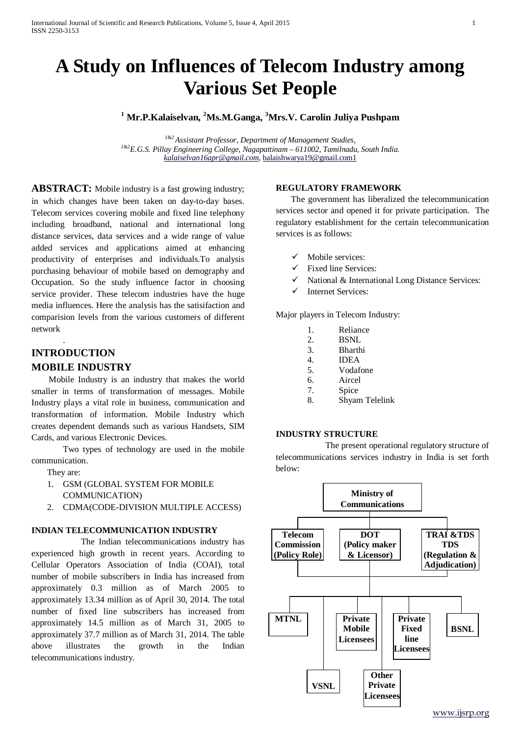# A Study on Influences of Telecom Industry among Various Set People

**[1] Mr.P.Kalaiselvan, [2]Ms.M.Ganga, [3]Mrs.V. Carolin Juliya Pushpam**

*[1&2] Assistant Professor, Department of Management Studies,*
*[1&2]E.G.S. Pillay Engineering College, Nagapattinam – 611002, Tamilnadu, South India.*
kalaiselvan16apr@gmail.com, balaishwarya19@gmail.com1

**ABSTRACT:** Mobile industry is a fast growing industry; in which changes have been taken on day-to-day bases. Telecom services covering mobile and fixed line telephony including broadband, national and international long distance services, data services and a wide range of value added services and applications aimed at enhancing productivity of enterprises and individuals.To analysis purchasing behaviour of mobile based on demography and Occupation. So the study influence factor in choosing service provider. These telecom industries have the huge media influences. Here the analysis has the satisifaction and comparision levels from the various customers of different network

.

## INTRODUCTION

## MOBILE INDUSTRY

Mobile Industry is an industry that makes the world smaller in terms of transformation of messages. Mobile Industry plays a vital role in business, communication and transformation of information. Mobile Industry which creates dependent demands such as various Handsets, SIM Cards, and various Electronic Devices.

Two types of technology are used in the mobile communication.

They are:

1. GSM (GLOBAL SYSTEM FOR MOBILE COMMUNICATION)
2. CDMA(CODE-DIVISION MULTIPLE ACCESS)

### INDIAN TELECOMMUNICATION INDUSTRY

The Indian telecommunications industry has experienced high growth in recent years. According to Cellular Operators Association of India (COAI), total number of mobile subscribers in India has increased from approximately 0.3 million as of March 2005 to approximately 13.34 million as of April 30, 2014. The total number of fixed line subscribers has increased from approximately 14.5 million as of March 31, 2005 to approximately 37.7 million as of March 31, 2014. The table above illustrates the growth in the Indian telecommunications industry.

### REGULATORY FRAMEWORK

The government has liberalized the telecommunication services sector and opened it for private participation. The regulatory establishment for the certain telecommunication services is as follows:

- ✓ Mobile services:
- ✓ Fixed line Services:
- ✓ National & International Long Distance Services:
- ✓ Internet Services:

Major players in Telecom Industry:

1. Reliance
2. BSNL
3. Bharthi
4. IDEA
5. Vodafone
6. Aircel
7. Spice
8. Shyam Telelink

### INDUSTRY STRUCTURE

The present operational regulatory structure of telecommunications services industry in India is set forth below:

- **Ministry of Communications**
  - **Telecom Commission (Policy Role)**
  - **DOT (Policy maker & Licensor)**
  - **TRAI &TDS TDS (Regulation & Adjudication)**
    - **MTNL**
    - **VSNL**
    - **Private Mobile Licensees**
    - **Other Private Licensees**
    - **Private Fixed line Licensees**
    - **BSNL**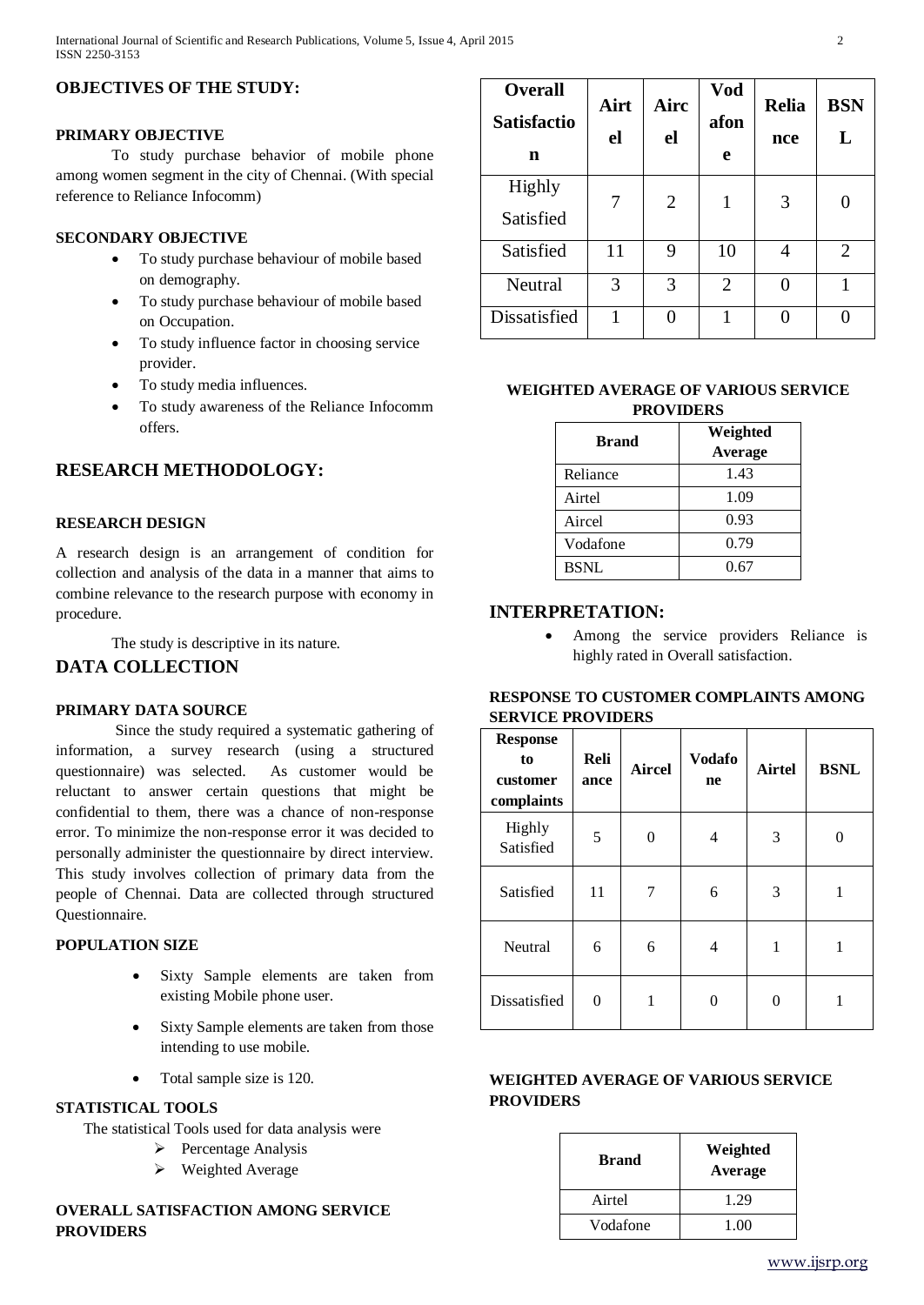### OBJECTIVES OF THE STUDY:

#### PRIMARY OBJECTIVE

To study purchase behavior of mobile phone among women segment in the city of Chennai. (With special reference to Reliance Infocomm)

#### SECONDARY OBJECTIVE

- To study purchase behaviour of mobile based on demography.
- To study purchase behaviour of mobile based on Occupation.
- To study influence factor in choosing service provider.
- To study media influences.
- To study awareness of the Reliance Infocomm offers.

## RESEARCH METHODOLOGY:

#### RESEARCH DESIGN

A research design is an arrangement of condition for collection and analysis of the data in a manner that aims to combine relevance to the research purpose with economy in procedure.

The study is descriptive in its nature.

## DATA COLLECTION

#### PRIMARY DATA SOURCE

Since the study required a systematic gathering of information, a survey research (using a structured questionnaire) was selected. As customer would be reluctant to answer certain questions that might be confidential to them, there was a chance of non-response error. To minimize the non-response error it was decided to personally administer the questionnaire by direct interview. This study involves collection of primary data from the people of Chennai. Data are collected through structured Questionnaire.

#### POPULATION SIZE

- Sixty Sample elements are taken from existing Mobile phone user.
- Sixty Sample elements are taken from those intending to use mobile.
- Total sample size is 120.

#### STATISTICAL TOOLS

The statistical Tools used for data analysis were

- Percentage Analysis
- Weighted Average

#### OVERALL SATISFACTION AMONG SERVICE PROVIDERS

| Overall Satisfaction | Airtel | Aircel | Vodafone | Reliance | BSNL |
|---|---|---|---|---|---|
| Highly Satisfied | 7 | 2 | 1 | 3 | 0 |
| Satisfied | 11 | 9 | 10 | 4 | 2 |
| Neutral | 3 | 3 | 2 | 0 | 1 |
| Dissatisfied | 1 | 0 | 1 | 0 | 0 |

#### WEIGHTED AVERAGE OF VARIOUS SERVICE PROVIDERS

| Brand | Weighted Average |
|---|---|
| Reliance | 1.43 |
| Airtel | 1.09 |
| Aircel | 0.93 |
| Vodafone | 0.79 |
| BSNL | 0.67 |

## INTERPRETATION:

- Among the service providers Reliance is highly rated in Overall satisfaction.

#### RESPONSE TO CUSTOMER COMPLAINTS AMONG SERVICE PROVIDERS

| Response to customer complaints | Reliance | Aircel | Vodafone | Airtel | BSNL |
|---|---|---|---|---|---|
| Highly Satisfied | 5 | 0 | 4 | 3 | 0 |
| Satisfied | 11 | 7 | 6 | 3 | 1 |
| Neutral | 6 | 6 | 4 | 1 | 1 |
| Dissatisfied | 0 | 1 | 0 | 0 | 1 |

#### WEIGHTED AVERAGE OF VARIOUS SERVICE PROVIDERS

| Brand | Weighted Average |
|---|---|
| Airtel | 1.29 |
| Vodafone | 1.00 |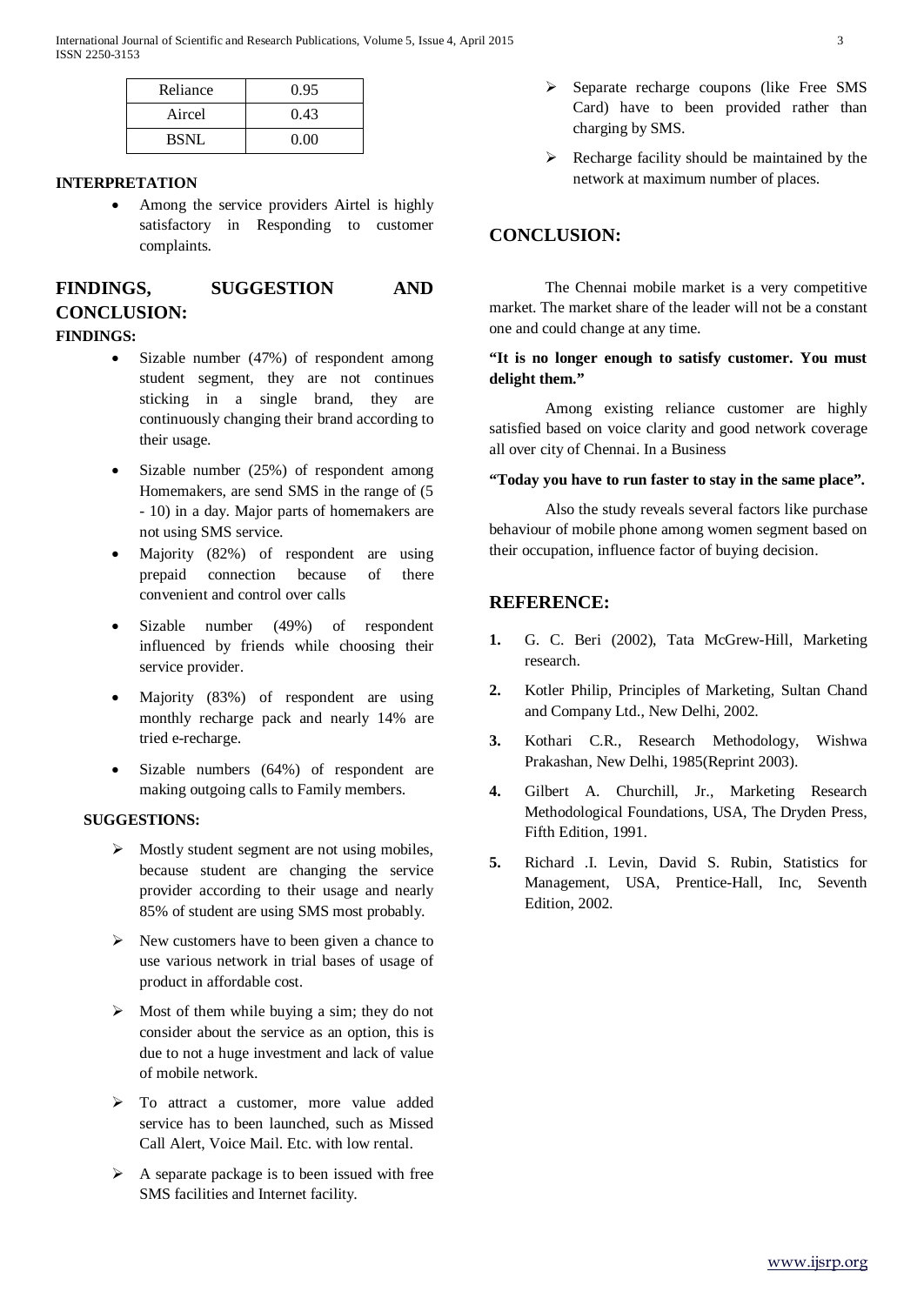| | |
|---|---|
| Reliance | 0.95 |
| Aircel | 0.43 |
| BSNL | 0.00 |

**INTERPRETATION**

- Among the service providers Airtel is highly satisfactory in Responding to customer complaints.

## FINDINGS, SUGGESTION AND CONCLUSION:

**FINDINGS:**

- Sizable number (47%) of respondent among student segment, they are not continues sticking in a single brand, they are continuously changing their brand according to their usage.
- Sizable number (25%) of respondent among Homemakers, are send SMS in the range of (5 - 10) in a day. Major parts of homemakers are not using SMS service.
- Majority (82%) of respondent are using prepaid connection because of there convenient and control over calls
- Sizable number (49%) of respondent influenced by friends while choosing their service provider.
- Majority (83%) of respondent are using monthly recharge pack and nearly 14% are tried e-recharge.
- Sizable numbers (64%) of respondent are making outgoing calls to Family members.

**SUGGESTIONS:**

- Mostly student segment are not using mobiles, because student are changing the service provider according to their usage and nearly 85% of student are using SMS most probably.
- New customers have to been given a chance to use various network in trial bases of usage of product in affordable cost.
- Most of them while buying a sim; they do not consider about the service as an option, this is due to not a huge investment and lack of value of mobile network.
- To attract a customer, more value added service has to been launched, such as Missed Call Alert, Voice Mail. Etc. with low rental.
- A separate package is to been issued with free SMS facilities and Internet facility.
- Separate recharge coupons (like Free SMS Card) have to been provided rather than charging by SMS.
- Recharge facility should be maintained by the network at maximum number of places.

## CONCLUSION:

The Chennai mobile market is a very competitive market. The market share of the leader will not be a constant one and could change at any time.

**"It is no longer enough to satisfy customer. You must delight them."**

Among existing reliance customer are highly satisfied based on voice clarity and good network coverage all over city of Chennai. In a Business

**"Today you have to run faster to stay in the same place".**

Also the study reveals several factors like purchase behaviour of mobile phone among women segment based on their occupation, influence factor of buying decision.

## REFERENCE:

1. G. C. Beri (2002), Tata McGrew-Hill, Marketing research.
2. Kotler Philip, Principles of Marketing, Sultan Chand and Company Ltd., New Delhi, 2002.
3. Kothari C.R., Research Methodology, Wishwa Prakashan, New Delhi, 1985(Reprint 2003).
4. Gilbert A. Churchill, Jr., Marketing Research Methodological Foundations, USA, The Dryden Press, Fifth Edition, 1991.
5. Richard .I. Levin, David S. Rubin, Statistics for Management, USA, Prentice-Hall, Inc, Seventh Edition, 2002.